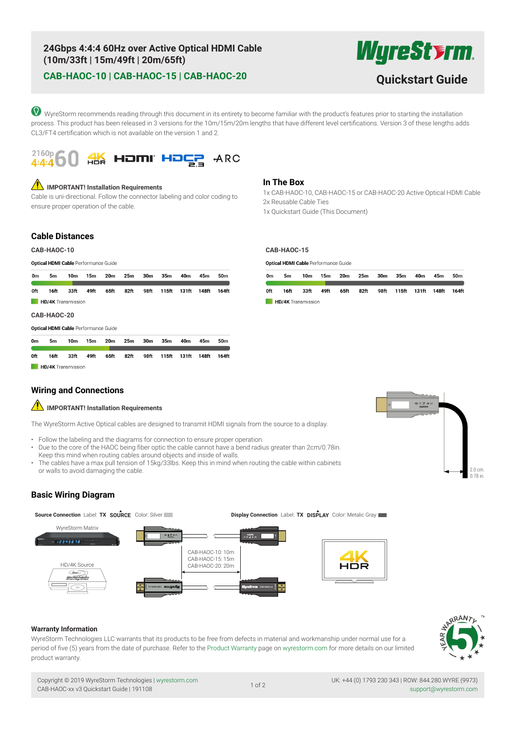# 24Gbps 4:4:4 60Hz over Active Optical HDMI Cable (10m/33ft | 15m/49ft | 20m/65ft)

## CAB-HAOC-10 | CAB-HAOC-15 | CAB-HAOC-20

**Quickstart Guide**

WyreStorm recommends reading through this document in its entirety to become familiar with the product's features prior to starting the installation process. This product has been released in 3 versions for the 10m/15m/20m lengths that have different level certifications. Version 3 of these lengths adds CL3/FT4 certification which is not available on the version 1 and 2.

### IMPORTANT! Installation Requirements

Cable is uni-directional. Follow the connector labeling and color coding to ensure proper operation of the cable.

## In The Box

1x CAB-HAOC-10, CAB-HAOC-15 or CAB-HAOC-20 Active Optical HDMI Cable
2x Reusable Cable Ties
1x Quickstart Guide (This Document)

## Cable Distances

### CAB-HAOC-10

**Optical HDMI Cable** Performance Guide

| 0m | 5m | 10m | 15m | 20m | 25m | 30m | 35m | 40m | 45m | 50m |
|---|---|---|---|---|---|---|---|---|---|---|
| 0ft | 16ft | 33ft | 49ft | 65ft | 82ft | 98ft | 115ft | 131ft | 148ft | 164ft |

HD/4K Transmission

### CAB-HAOC-15

**Optical HDMI Cable** Performance Guide

| 0m | 5m | 10m | 15m | 20m | 25m | 30m | 35m | 40m | 45m | 50m |
|---|---|---|---|---|---|---|---|---|---|---|
| 0ft | 16ft | 33ft | 49ft | 65ft | 82ft | 98ft | 115ft | 131ft | 148ft | 164ft |

HD/4K Transmission

### CAB-HAOC-20

**Optical HDMI Cable** Performance Guide

| 0m | 5m | 10m | 15m | 20m | 25m | 30m | 35m | 40m | 45m | 50m |
|---|---|---|---|---|---|---|---|---|---|---|
| 0ft | 16ft | 33ft | 49ft | 65ft | 82ft | 98ft | 115ft | 131ft | 148ft | 164ft |

HD/4K Transmission

## Wiring and Connections

### IMPORTANT! Installation Requirements

The WyreStorm Active Optical cables are designed to transmit HDMI signals from the source to a display.

- Follow the labeling and the diagrams for connection to ensure proper operation.
- Due to the core of the HAOC being fiber optic the cable cannot have a bend radius greater than 2cm/0.78in. Keep this mind when routing cables around objects and inside of walls.
- The cables have a max pull tension of 15kg/33lbs. Keep this in mind when routing the cable within cabinets or walls to avoid damaging the cable.

2.0 cm.
0.78 in.

## Basic Wiring Diagram

**Source Connection** Label: **TX SOURCE** Color: Silver

**Display Connection** Label: **TX DISPLAY** Color: Metalic Gray

WyreStorm Matrix

HD/4K Source

CAB-HAOC-10: 10m
CAB-HAOC-15: 15m
CAB-HAOC-20: 20m

## Warranty Information

WyreStorm Technologies LLC warrants that its products to be free from defects in material and workmanship under normal use for a period of five (5) years from the date of purchase. Refer to the Product Warranty page on wyrestorm.com for more details on our limited product warranty.

Copyright © 2019 WyreStorm Technologies | wyrestorm.com
CAB-HAOC-xx v3 Quickstart Guide | 191108

UK: +44 (0) 1793 230 343 | ROW: 844.280.WYRE (9973)
support@wyrestorm.com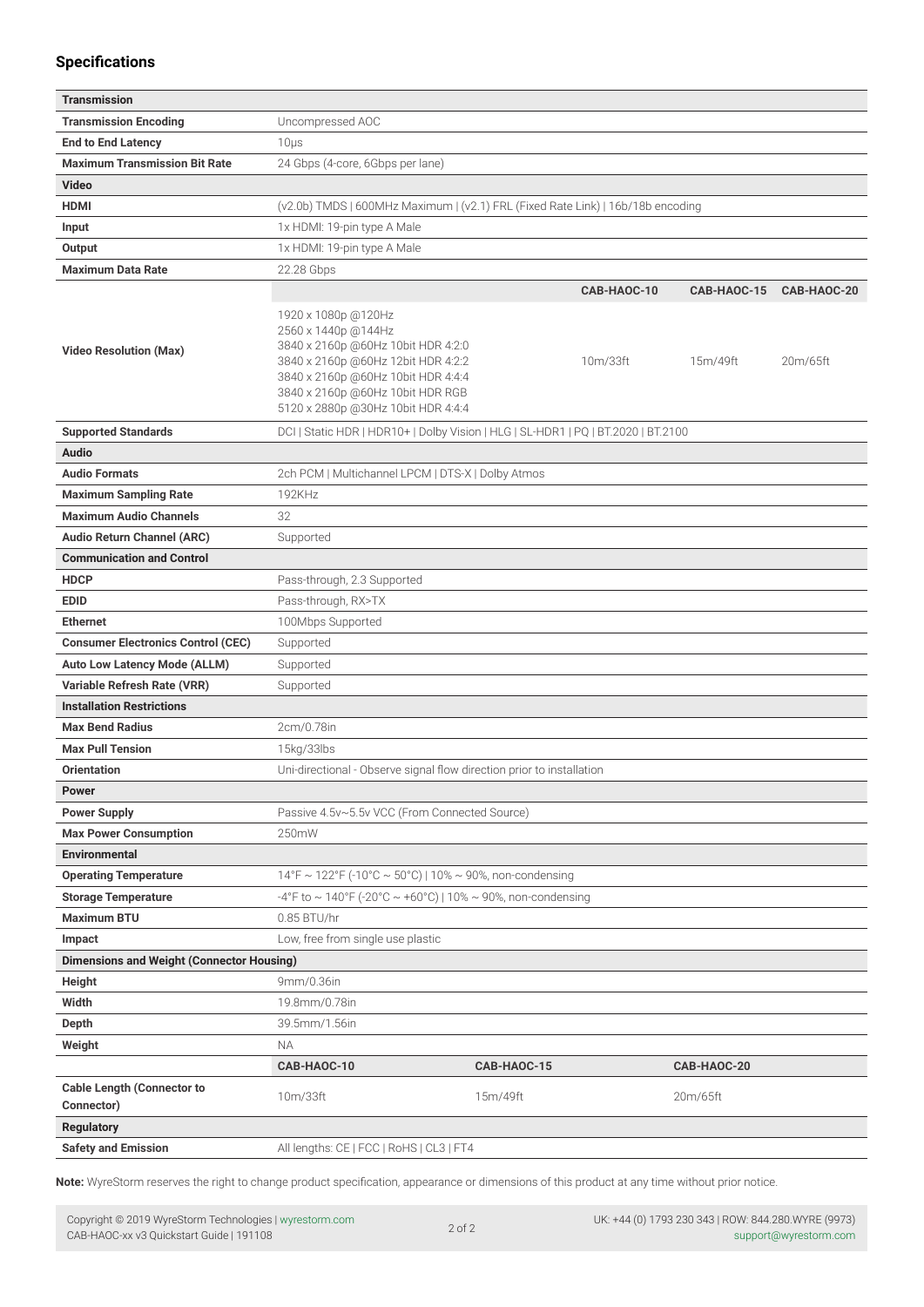## Specifications

| | | | | |
|---|---|---|---|---|
| **Transmission** | | | | |
| **Transmission Encoding** | Uncompressed AOC | | | |
| **End to End Latency** | 10μs | | | |
| **Maximum Transmission Bit Rate** | 24 Gbps (4-core, 6Gbps per lane) | | | |
| **Video** | | | | |
| **HDMI** | (v2.0b) TMDS \| 600MHz Maximum \| (v2.1) FRL (Fixed Rate Link) \| 16b/18b encoding | | | |
| **Input** | 1x HDMI: 19-pin type A Male | | | |
| **Output** | 1x HDMI: 19-pin type A Male | | | |
| **Maximum Data Rate** | 22.28 Gbps | | | |
| | | **CAB-HAOC-10** | **CAB-HAOC-15** | **CAB-HAOC-20** |
| **Video Resolution (Max)** | 1920 x 1080p @120Hz<br>2560 x 1440p @144Hz<br>3840 x 2160p @60Hz 10bit HDR 4:2:0<br>3840 x 2160p @60Hz 12bit HDR 4:2:2<br>3840 x 2160p @60Hz 10bit HDR 4:4:4<br>3840 x 2160p @60Hz 10bit HDR RGB<br>5120 x 2880p @30Hz 10bit HDR 4:4:4 | 10m/33ft | 15m/49ft | 20m/65ft |
| **Supported Standards** | DCI \| Static HDR \| HDR10+ \| Dolby Vision \| HLG \| SL-HDR1 \| PQ \| BT.2020 \| BT.2100 | | | |
| **Audio** | | | | |
| **Audio Formats** | 2ch PCM \| Multichannel LPCM \| DTS-X \| Dolby Atmos | | | |
| **Maximum Sampling Rate** | 192KHz | | | |
| **Maximum Audio Channels** | 32 | | | |
| **Audio Return Channel (ARC)** | Supported | | | |
| **Communication and Control** | | | | |
| **HDCP** | Pass-through, 2.3 Supported | | | |
| **EDID** | Pass-through, RX>TX | | | |
| **Ethernet** | 100Mbps Supported | | | |
| **Consumer Electronics Control (CEC)** | Supported | | | |
| **Auto Low Latency Mode (ALLM)** | Supported | | | |
| **Variable Refresh Rate (VRR)** | Supported | | | |
| **Installation Restrictions** | | | | |
| **Max Bend Radius** | 2cm/0.78in | | | |
| **Max Pull Tension** | 15kg/33lbs | | | |
| **Orientation** | Uni-directional - Observe signal flow direction prior to installation | | | |
| **Power** | | | | |
| **Power Supply** | Passive 4.5v~5.5v VCC (From Connected Source) | | | |
| **Max Power Consumption** | 250mW | | | |
| **Environmental** | | | | |
| **Operating Temperature** | 14°F ~ 122°F (-10°C ~ 50°C) \| 10% ~ 90%, non-condensing | | | |
| **Storage Temperature** | -4°F to ~ 140°F (-20°C ~ +60°C) \| 10% ~ 90%, non-condensing | | | |
| **Maximum BTU** | 0.85 BTU/hr | | | |
| **Impact** | Low, free from single use plastic | | | |
| **Dimensions and Weight (Connector Housing)** | | | | |
| **Height** | 9mm/0.36in | | | |
| **Width** | 19.8mm/0.78in | | | |
| **Depth** | 39.5mm/1.56in | | | |
| **Weight** | NA | | | |
| | **CAB-HAOC-10** | **CAB-HAOC-15** | | **CAB-HAOC-20** |
| **Cable Length (Connector to Connector)** | 10m/33ft | 15m/49ft | | 20m/65ft |
| **Regulatory** | | | | |
| **Safety and Emission** | All lengths: CE \| FCC \| RoHS \| CL3 \| FT4 | | | |

**Note:** WyreStorm reserves the right to change product specification, appearance or dimensions of this product at any time without prior notice.

Copyright © 2019 WyreStorm Technologies | wyrestorm.com
CAB-HAOC-xx v3 Quickstart Guide | 191108

UK: +44 (0) 1793 230 343 | ROW: 844.280.WYRE (9973)
support@wyrestorm.com